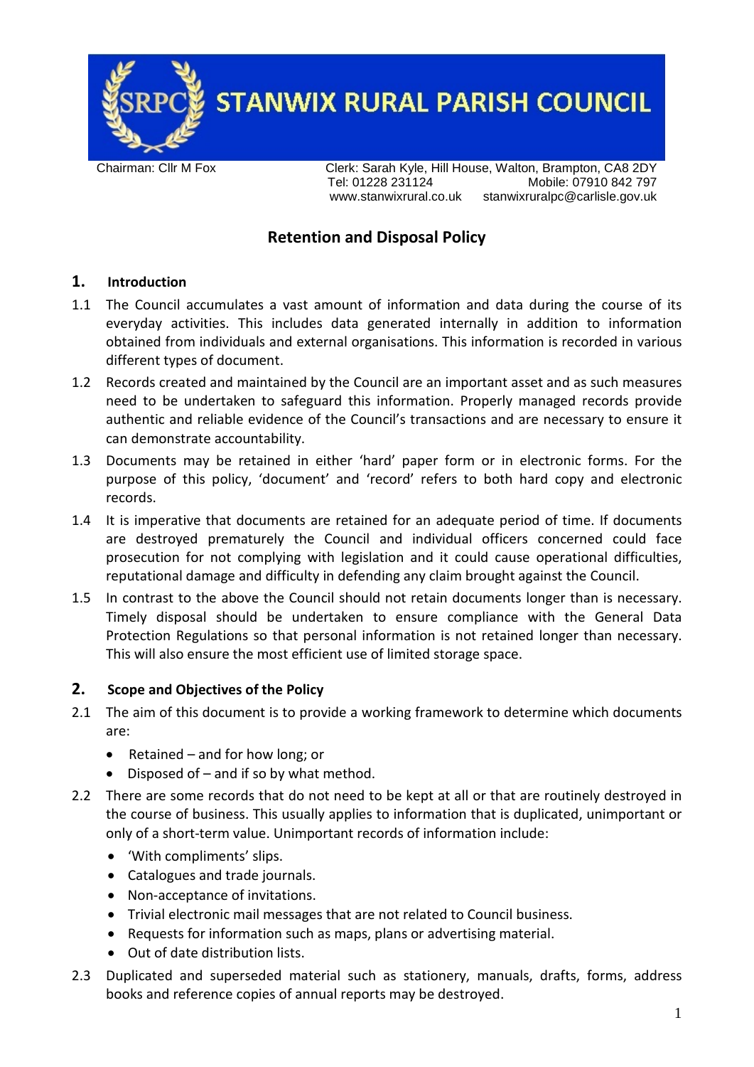# STANWIX RURAL PARISH COUNCIL

Chairman: Cllr M Fox

Clerk: Sarah Kyle, Hill House, Walton, Brampton, CA8 2DY
Tel: 01228 231124 Mobile: 07910 842 797
www.stanwixrural.co.uk stanwixruralpc@carlisle.gov.uk

## Retention and Disposal Policy

### 1. Introduction

1.1 The Council accumulates a vast amount of information and data during the course of its everyday activities. This includes data generated internally in addition to information obtained from individuals and external organisations. This information is recorded in various different types of document.

1.2 Records created and maintained by the Council are an important asset and as such measures need to be undertaken to safeguard this information. Properly managed records provide authentic and reliable evidence of the Council's transactions and are necessary to ensure it can demonstrate accountability.

1.3 Documents may be retained in either 'hard' paper form or in electronic forms. For the purpose of this policy, 'document' and 'record' refers to both hard copy and electronic records.

1.4 It is imperative that documents are retained for an adequate period of time. If documents are destroyed prematurely the Council and individual officers concerned could face prosecution for not complying with legislation and it could cause operational difficulties, reputational damage and difficulty in defending any claim brought against the Council.

1.5 In contrast to the above the Council should not retain documents longer than is necessary. Timely disposal should be undertaken to ensure compliance with the General Data Protection Regulations so that personal information is not retained longer than necessary. This will also ensure the most efficient use of limited storage space.

### 2. Scope and Objectives of the Policy

2.1 The aim of this document is to provide a working framework to determine which documents are:

- Retained – and for how long; or
- Disposed of – and if so by what method.

2.2 There are some records that do not need to be kept at all or that are routinely destroyed in the course of business. This usually applies to information that is duplicated, unimportant or only of a short-term value. Unimportant records of information include:

- 'With compliments' slips.
- Catalogues and trade journals.
- Non-acceptance of invitations.
- Trivial electronic mail messages that are not related to Council business.
- Requests for information such as maps, plans or advertising material.
- Out of date distribution lists.

2.3 Duplicated and superseded material such as stationery, manuals, drafts, forms, address books and reference copies of annual reports may be destroyed.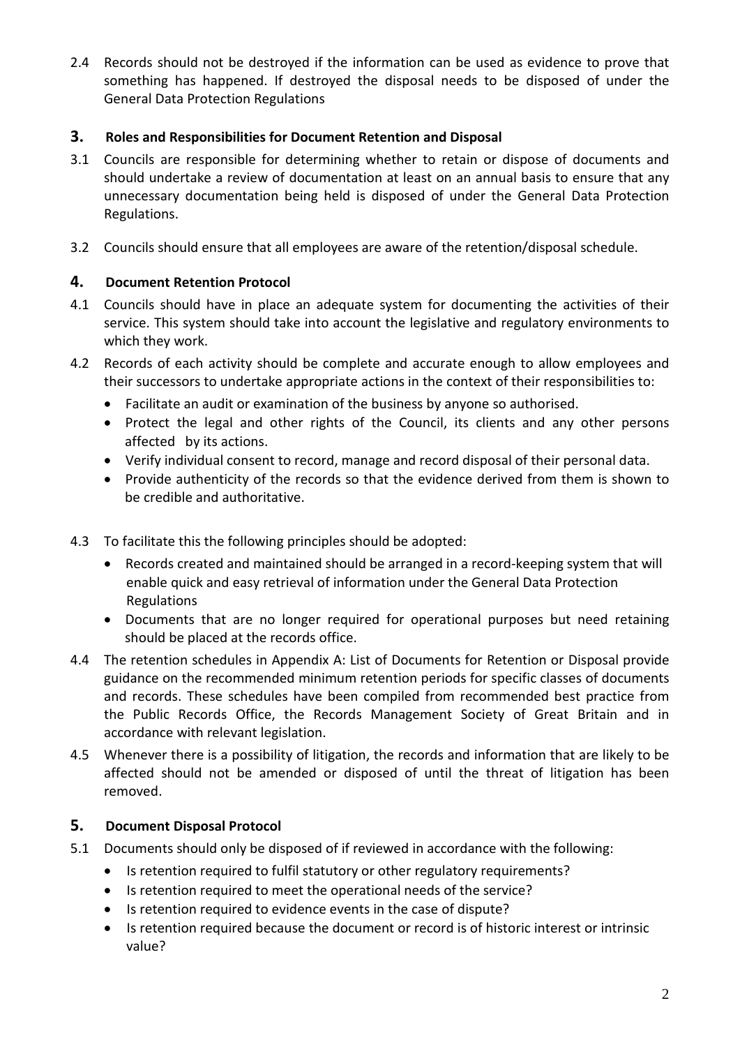2.4 Records should not be destroyed if the information can be used as evidence to prove that something has happened. If destroyed the disposal needs to be disposed of under the General Data Protection Regulations

## 3. Roles and Responsibilities for Document Retention and Disposal

3.1 Councils are responsible for determining whether to retain or dispose of documents and should undertake a review of documentation at least on an annual basis to ensure that any unnecessary documentation being held is disposed of under the General Data Protection Regulations.

3.2 Councils should ensure that all employees are aware of the retention/disposal schedule.

## 4. Document Retention Protocol

4.1 Councils should have in place an adequate system for documenting the activities of their service. This system should take into account the legislative and regulatory environments to which they work.

4.2 Records of each activity should be complete and accurate enough to allow employees and their successors to undertake appropriate actions in the context of their responsibilities to:

- Facilitate an audit or examination of the business by anyone so authorised.
- Protect the legal and other rights of the Council, its clients and any other persons affected by its actions.
- Verify individual consent to record, manage and record disposal of their personal data.
- Provide authenticity of the records so that the evidence derived from them is shown to be credible and authoritative.

4.3 To facilitate this the following principles should be adopted:

- Records created and maintained should be arranged in a record-keeping system that will enable quick and easy retrieval of information under the General Data Protection Regulations
- Documents that are no longer required for operational purposes but need retaining should be placed at the records office.

4.4 The retention schedules in Appendix A: List of Documents for Retention or Disposal provide guidance on the recommended minimum retention periods for specific classes of documents and records. These schedules have been compiled from recommended best practice from the Public Records Office, the Records Management Society of Great Britain and in accordance with relevant legislation.

4.5 Whenever there is a possibility of litigation, the records and information that are likely to be affected should not be amended or disposed of until the threat of litigation has been removed.

## 5. Document Disposal Protocol

5.1 Documents should only be disposed of if reviewed in accordance with the following:

- Is retention required to fulfil statutory or other regulatory requirements?
- Is retention required to meet the operational needs of the service?
- Is retention required to evidence events in the case of dispute?
- Is retention required because the document or record is of historic interest or intrinsic value?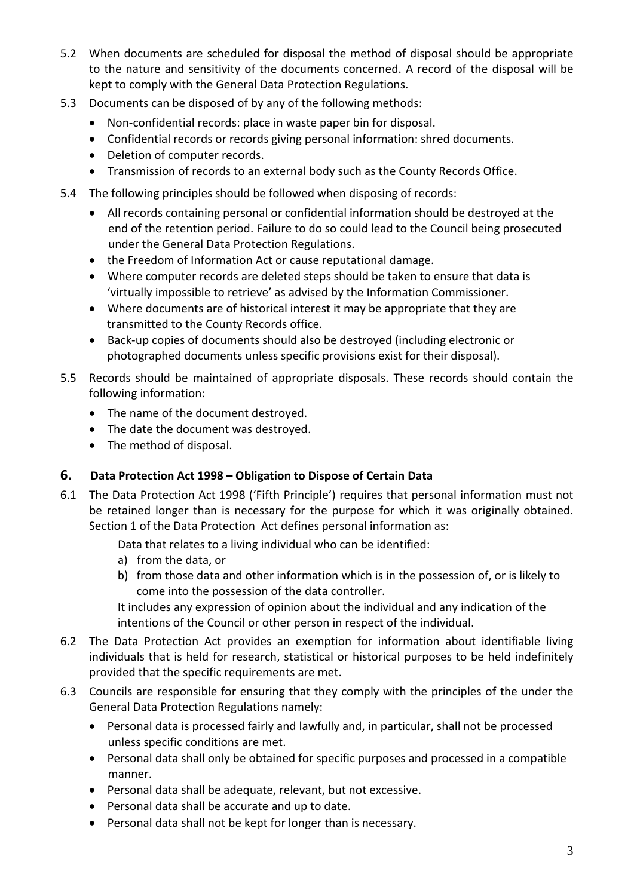5.2 When documents are scheduled for disposal the method of disposal should be appropriate to the nature and sensitivity of the documents concerned. A record of the disposal will be kept to comply with the General Data Protection Regulations.

5.3 Documents can be disposed of by any of the following methods:

- Non-confidential records: place in waste paper bin for disposal.
- Confidential records or records giving personal information: shred documents.
- Deletion of computer records.
- Transmission of records to an external body such as the County Records Office.

5.4 The following principles should be followed when disposing of records:

- All records containing personal or confidential information should be destroyed at the end of the retention period. Failure to do so could lead to the Council being prosecuted under the General Data Protection Regulations.
- the Freedom of Information Act or cause reputational damage.
- Where computer records are deleted steps should be taken to ensure that data is 'virtually impossible to retrieve' as advised by the Information Commissioner.
- Where documents are of historical interest it may be appropriate that they are transmitted to the County Records office.
- Back-up copies of documents should also be destroyed (including electronic or photographed documents unless specific provisions exist for their disposal).

5.5 Records should be maintained of appropriate disposals. These records should contain the following information:

- The name of the document destroyed.
- The date the document was destroyed.
- The method of disposal.

## 6. Data Protection Act 1998 – Obligation to Dispose of Certain Data

6.1 The Data Protection Act 1998 ('Fifth Principle') requires that personal information must not be retained longer than is necessary for the purpose for which it was originally obtained. Section 1 of the Data Protection Act defines personal information as:

Data that relates to a living individual who can be identified:

a) from the data, or
b) from those data and other information which is in the possession of, or is likely to come into the possession of the data controller.

It includes any expression of opinion about the individual and any indication of the intentions of the Council or other person in respect of the individual.

6.2 The Data Protection Act provides an exemption for information about identifiable living individuals that is held for research, statistical or historical purposes to be held indefinitely provided that the specific requirements are met.

6.3 Councils are responsible for ensuring that they comply with the principles of the under the General Data Protection Regulations namely:

- Personal data is processed fairly and lawfully and, in particular, shall not be processed unless specific conditions are met.
- Personal data shall only be obtained for specific purposes and processed in a compatible manner.
- Personal data shall be adequate, relevant, but not excessive.
- Personal data shall be accurate and up to date.
- Personal data shall not be kept for longer than is necessary.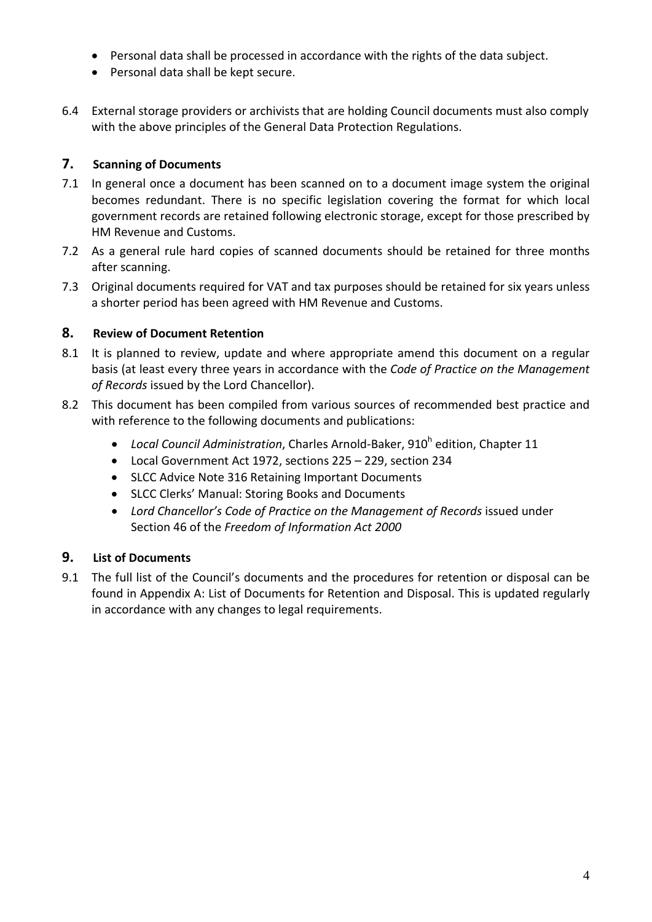- Personal data shall be processed in accordance with the rights of the data subject.
- Personal data shall be kept secure.

6.4 External storage providers or archivists that are holding Council documents must also comply with the above principles of the General Data Protection Regulations.

## 7. Scanning of Documents

7.1 In general once a document has been scanned on to a document image system the original becomes redundant. There is no specific legislation covering the format for which local government records are retained following electronic storage, except for those prescribed by HM Revenue and Customs.

7.2 As a general rule hard copies of scanned documents should be retained for three months after scanning.

7.3 Original documents required for VAT and tax purposes should be retained for six years unless a shorter period has been agreed with HM Revenue and Customs.

## 8. Review of Document Retention

8.1 It is planned to review, update and where appropriate amend this document on a regular basis (at least every three years in accordance with the *Code of Practice on the Management of Records* issued by the Lord Chancellor).

8.2 This document has been compiled from various sources of recommended best practice and with reference to the following documents and publications:

- *Local Council Administration*, Charles Arnold-Baker, 910h edition, Chapter 11
- Local Government Act 1972, sections 225 – 229, section 234
- SLCC Advice Note 316 Retaining Important Documents
- SLCC Clerks' Manual: Storing Books and Documents
- *Lord Chancellor's Code of Practice on the Management of Records* issued under Section 46 of the *Freedom of Information Act 2000*

## 9. List of Documents

9.1 The full list of the Council's documents and the procedures for retention or disposal can be found in Appendix A: List of Documents for Retention and Disposal. This is updated regularly in accordance with any changes to legal requirements.